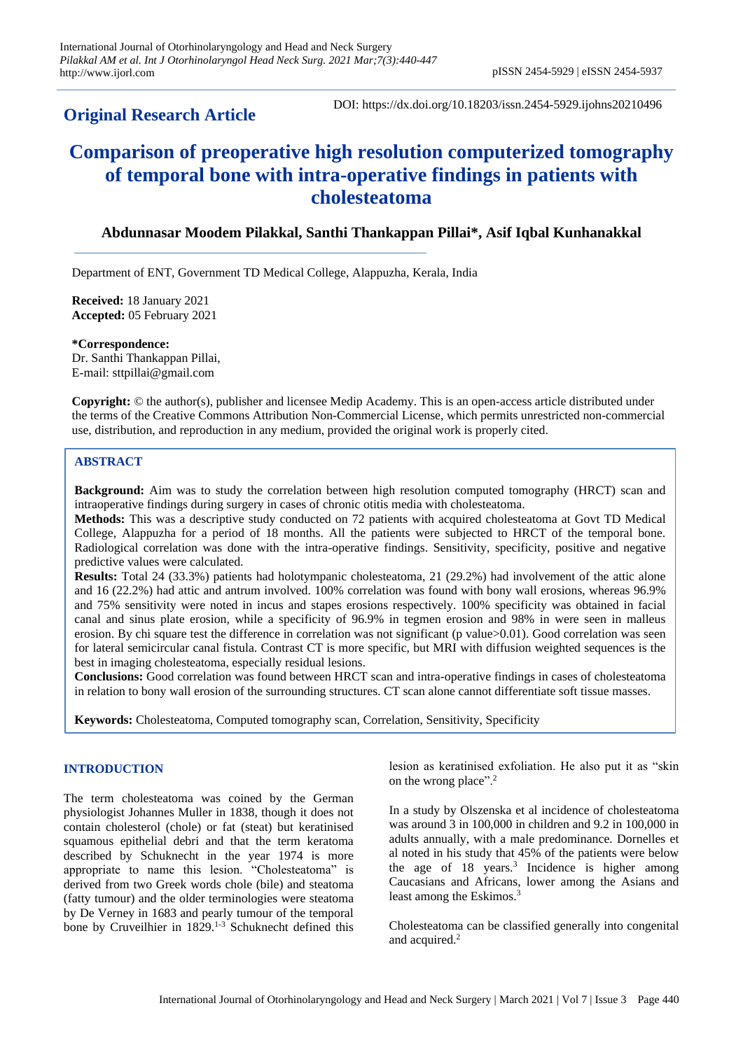**Original Research Article**

DOI: https://dx.doi.org/10.18203/issn.2454-5929.ijohns20210496

# Comparison of preoperative high resolution computerized tomography of temporal bone with intra-operative findings in patients with cholesteatoma

**Abdunnasar Moodem Pilakkal, Santhi Thankappan Pillai\*, Asif Iqbal Kunhanakkal**

Department of ENT, Government TD Medical College, Alappuzha, Kerala, India

**Received:** 18 January 2021
**Accepted:** 05 February 2021

**\*Correspondence:**
Dr. Santhi Thankappan Pillai,
E-mail: sttpillai@gmail.com

**Copyright:** © the author(s), publisher and licensee Medip Academy. This is an open-access article distributed under the terms of the Creative Commons Attribution Non-Commercial License, which permits unrestricted non-commercial use, distribution, and reproduction in any medium, provided the original work is properly cited.

## ABSTRACT

**Background:** Aim was to study the correlation between high resolution computed tomography (HRCT) scan and intraoperative findings during surgery in cases of chronic otitis media with cholesteatoma.

**Methods:** This was a descriptive study conducted on 72 patients with acquired cholesteatoma at Govt TD Medical College, Alappuzha for a period of 18 months. All the patients were subjected to HRCT of the temporal bone. Radiological correlation was done with the intra-operative findings. Sensitivity, specificity, positive and negative predictive values were calculated.

**Results:** Total 24 (33.3%) patients had holotympanic cholesteatoma, 21 (29.2%) had involvement of the attic alone and 16 (22.2%) had attic and antrum involved. 100% correlation was found with bony wall erosions, whereas 96.9% and 75% sensitivity were noted in incus and stapes erosions respectively. 100% specificity was obtained in facial canal and sinus plate erosion, while a specificity of 96.9% in tegmen erosion and 98% in were seen in malleus erosion. By chi square test the difference in correlation was not significant (p value>0.01). Good correlation was seen for lateral semicircular canal fistula. Contrast CT is more specific, but MRI with diffusion weighted sequences is the best in imaging cholesteatoma, especially residual lesions.

**Conclusions:** Good correlation was found between HRCT scan and intra-operative findings in cases of cholesteatoma in relation to bony wall erosion of the surrounding structures. CT scan alone cannot differentiate soft tissue masses.

**Keywords:** Cholesteatoma, Computed tomography scan, Correlation, Sensitivity, Specificity

## INTRODUCTION

The term cholesteatoma was coined by the German physiologist Johannes Muller in 1838, though it does not contain cholesterol (chole) or fat (steat) but keratinised squamous epithelial debri and that the term keratoma described by Schuknecht in the year 1974 is more appropriate to name this lesion. "Cholesteatoma" is derived from two Greek words chole (bile) and steatoma (fatty tumour) and the older terminologies were steatoma by De Verney in 1683 and pearly tumour of the temporal bone by Cruveilhier in 1829.[1-3] Schuknecht defined this lesion as keratinised exfoliation. He also put it as "skin on the wrong place".[2]

In a study by Olszenska et al incidence of cholesteatoma was around 3 in 100,000 in children and 9.2 in 100,000 in adults annually, with a male predominance. Dornelles et al noted in his study that 45% of the patients were below the age of 18 years.[3] Incidence is higher among Caucasians and Africans, lower among the Asians and least among the Eskimos.[3]

Cholesteatoma can be classified generally into congenital and acquired.[2]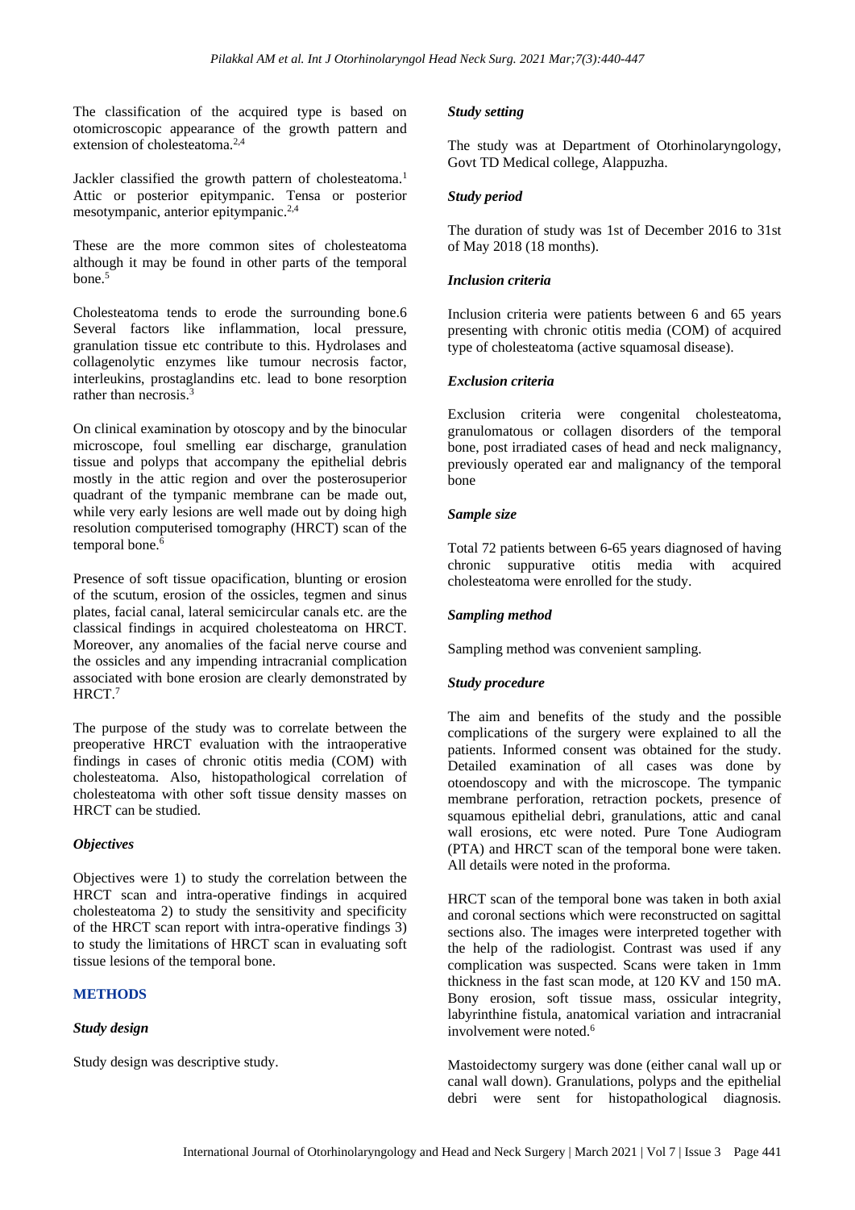The classification of the acquired type is based on otomicroscopic appearance of the growth pattern and extension of cholesteatoma.[2,4]

Jackler classified the growth pattern of cholesteatoma.[1] Attic or posterior epitympanic. Tensa or posterior mesotympanic, anterior epitympanic.[2,4]

These are the more common sites of cholesteatoma although it may be found in other parts of the temporal bone.[5]

Cholesteatoma tends to erode the surrounding bone.6 Several factors like inflammation, local pressure, granulation tissue etc contribute to this. Hydrolases and collagenolytic enzymes like tumour necrosis factor, interleukins, prostaglandins etc. lead to bone resorption rather than necrosis.[3]

On clinical examination by otoscopy and by the binocular microscope, foul smelling ear discharge, granulation tissue and polyps that accompany the epithelial debris mostly in the attic region and over the posterosuperior quadrant of the tympanic membrane can be made out, while very early lesions are well made out by doing high resolution computerised tomography (HRCT) scan of the temporal bone.[6]

Presence of soft tissue opacification, blunting or erosion of the scutum, erosion of the ossicles, tegmen and sinus plates, facial canal, lateral semicircular canals etc. are the classical findings in acquired cholesteatoma on HRCT. Moreover, any anomalies of the facial nerve course and the ossicles and any impending intracranial complication associated with bone erosion are clearly demonstrated by HRCT.[7]

The purpose of the study was to correlate between the preoperative HRCT evaluation with the intraoperative findings in cases of chronic otitis media (COM) with cholesteatoma. Also, histopathological correlation of cholesteatoma with other soft tissue density masses on HRCT can be studied.

### *Objectives*

Objectives were 1) to study the correlation between the HRCT scan and intra-operative findings in acquired cholesteatoma 2) to study the sensitivity and specificity of the HRCT scan report with intra-operative findings 3) to study the limitations of HRCT scan in evaluating soft tissue lesions of the temporal bone.

## METHODS

### *Study design*

Study design was descriptive study.

### *Study setting*

The study was at Department of Otorhinolaryngology, Govt TD Medical college, Alappuzha.

### *Study period*

The duration of study was 1st of December 2016 to 31st of May 2018 (18 months).

### *Inclusion criteria*

Inclusion criteria were patients between 6 and 65 years presenting with chronic otitis media (COM) of acquired type of cholesteatoma (active squamosal disease).

### *Exclusion criteria*

Exclusion criteria were congenital cholesteatoma, granulomatous or collagen disorders of the temporal bone, post irradiated cases of head and neck malignancy, previously operated ear and malignancy of the temporal bone

### *Sample size*

Total 72 patients between 6-65 years diagnosed of having chronic suppurative otitis media with acquired cholesteatoma were enrolled for the study.

### *Sampling method*

Sampling method was convenient sampling.

### *Study procedure*

The aim and benefits of the study and the possible complications of the surgery were explained to all the patients. Informed consent was obtained for the study. Detailed examination of all cases was done by otoendoscopy and with the microscope. The tympanic membrane perforation, retraction pockets, presence of squamous epithelial debri, granulations, attic and canal wall erosions, etc were noted. Pure Tone Audiogram (PTA) and HRCT scan of the temporal bone were taken. All details were noted in the proforma.

HRCT scan of the temporal bone was taken in both axial and coronal sections which were reconstructed on sagittal sections also. The images were interpreted together with the help of the radiologist. Contrast was used if any complication was suspected. Scans were taken in 1mm thickness in the fast scan mode, at 120 KV and 150 mA. Bony erosion, soft tissue mass, ossicular integrity, labyrinthine fistula, anatomical variation and intracranial involvement were noted.[6]

Mastoidectomy surgery was done (either canal wall up or canal wall down). Granulations, polyps and the epithelial debri were sent for histopathological diagnosis.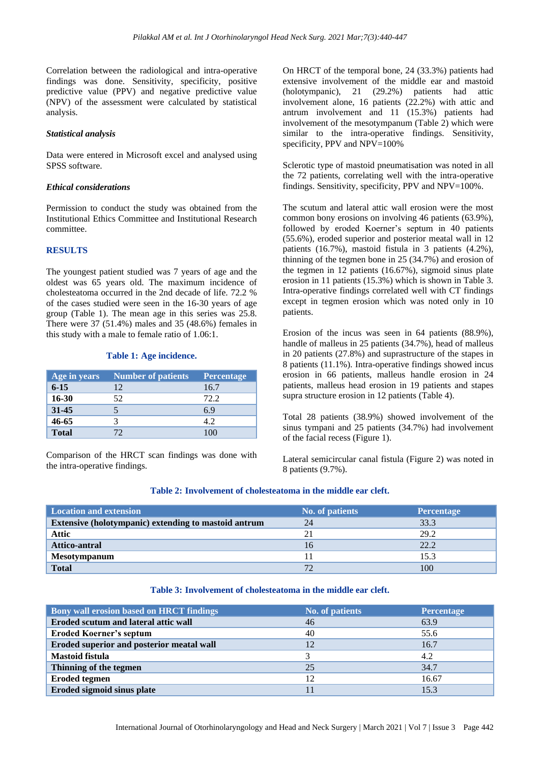Correlation between the radiological and intra-operative findings was done. Sensitivity, specificity, positive predictive value (PPV) and negative predictive value (NPV) of the assessment were calculated by statistical analysis.

### *Statistical analysis*

Data were entered in Microsoft excel and analysed using SPSS software.

### *Ethical considerations*

Permission to conduct the study was obtained from the Institutional Ethics Committee and Institutional Research committee.

## RESULTS

The youngest patient studied was 7 years of age and the oldest was 65 years old. The maximum incidence of cholesteatoma occurred in the 2nd decade of life. 72.2 % of the cases studied were seen in the 16-30 years of age group (Table 1). The mean age in this series was 25.8. There were 37 (51.4%) males and 35 (48.6%) females in this study with a male to female ratio of 1.06:1.

**Table 1: Age incidence.**

| Age in years | Number of patients | Percentage |
|---|---|---|
| **6-15** | 12 | 16.7 |
| **16-30** | 52 | 72.2 |
| **31-45** | 5 | 6.9 |
| **46-65** | 3 | 4.2 |
| **Total** | 72 | 100 |

Comparison of the HRCT scan findings was done with the intra-operative findings.

On HRCT of the temporal bone, 24 (33.3%) patients had extensive involvement of the middle ear and mastoid (holotympanic), 21 (29.2%) patients had attic involvement alone, 16 patients (22.2%) with attic and antrum involvement and 11 (15.3%) patients had involvement of the mesotympanum (Table 2) which were similar to the intra-operative findings. Sensitivity, specificity, PPV and NPV=100%

Sclerotic type of mastoid pneumatisation was noted in all the 72 patients, correlating well with the intra-operative findings. Sensitivity, specificity, PPV and NPV=100%.

The scutum and lateral attic wall erosion were the most common bony erosions on involving 46 patients (63.9%), followed by eroded Koerner's septum in 40 patients (55.6%), eroded superior and posterior meatal wall in 12 patients (16.7%), mastoid fistula in 3 patients (4.2%), thinning of the tegmen bone in 25 (34.7%) and erosion of the tegmen in 12 patients (16.67%), sigmoid sinus plate erosion in 11 patients (15.3%) which is shown in Table 3. Intra-operative findings correlated well with CT findings except in tegmen erosion which was noted only in 10 patients.

Erosion of the incus was seen in 64 patients (88.9%), handle of malleus in 25 patients (34.7%), head of malleus in 20 patients (27.8%) and suprastructure of the stapes in 8 patients (11.1%). Intra-operative findings showed incus erosion in 66 patients, malleus handle erosion in 24 patients, malleus head erosion in 19 patients and stapes supra structure erosion in 12 patients (Table 4).

Total 28 patients (38.9%) showed involvement of the sinus tympani and 25 patients (34.7%) had involvement of the facial recess (Figure 1).

Lateral semicircular canal fistula (Figure 2) was noted in 8 patients (9.7%).

**Table 2: Involvement of cholesteatoma in the middle ear cleft.**

| Location and extension | No. of patients | Percentage |
|---|---|---|
| **Extensive (holotympanic) extending to mastoid antrum** | 24 | 33.3 |
| **Attic** | 21 | 29.2 |
| **Attico-antral** | 16 | 22.2 |
| **Mesotympanum** | 11 | 15.3 |
| **Total** | 72 | 100 |

**Table 3: Involvement of cholesteatoma in the middle ear cleft.**

| Bony wall erosion based on HRCT findings | No. of patients | Percentage |
|---|---|---|
| **Eroded scutum and lateral attic wall** | 46 | 63.9 |
| **Eroded Koerner's septum** | 40 | 55.6 |
| **Eroded superior and posterior meatal wall** | 12 | 16.7 |
| **Mastoid fistula** | 3 | 4.2 |
| **Thinning of the tegmen** | 25 | 34.7 |
| **Eroded tegmen** | 12 | 16.67 |
| **Eroded sigmoid sinus plate** | 11 | 15.3 |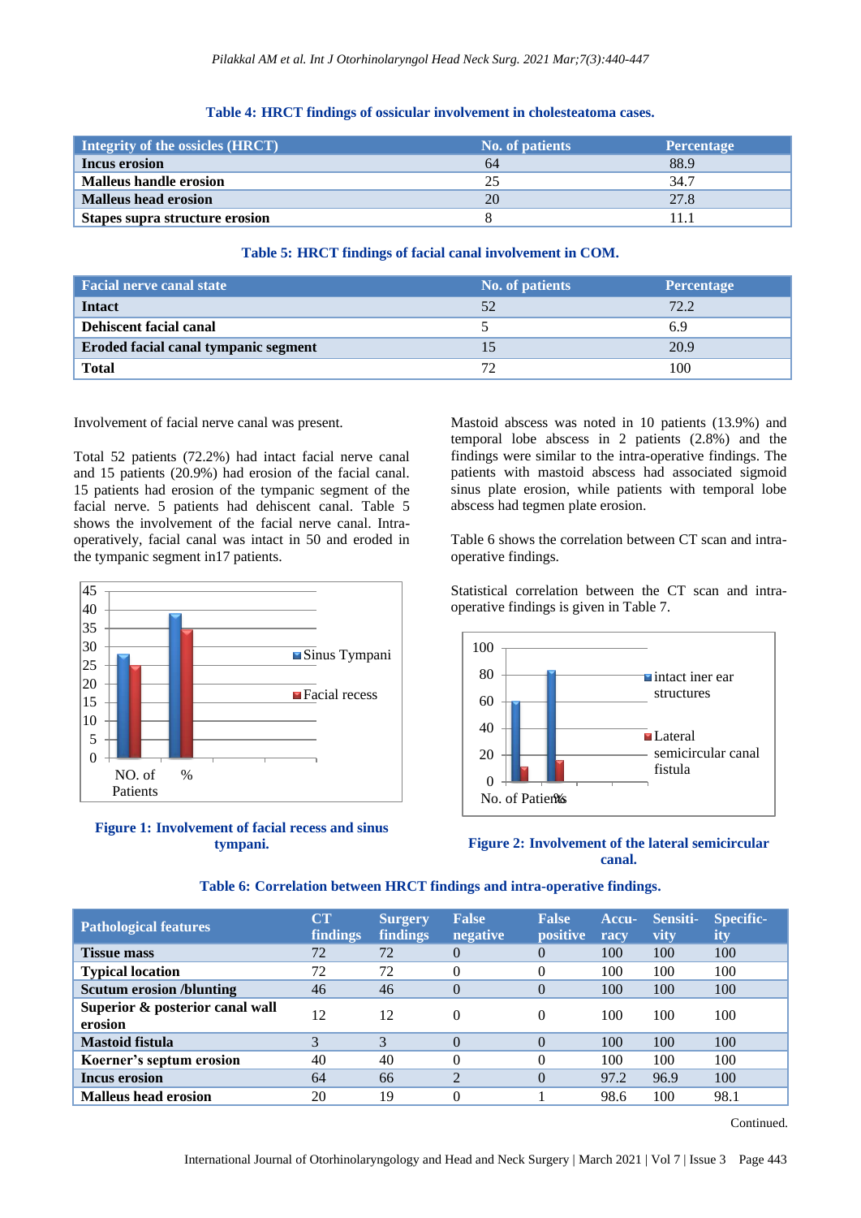**Table 4: HRCT findings of ossicular involvement in cholesteatoma cases.**

| Integrity of the ossicles (HRCT) | No. of patients | Percentage |
|---|---|---|
| **Incus erosion** | 64 | 88.9 |
| **Malleus handle erosion** | 25 | 34.7 |
| **Malleus head erosion** | 20 | 27.8 |
| **Stapes supra structure erosion** | 8 | 11.1 |

**Table 5: HRCT findings of facial canal involvement in COM.**

| Facial nerve canal state | No. of patients | Percentage |
|---|---|---|
| **Intact** | 52 | 72.2 |
| **Dehiscent facial canal** | 5 | 6.9 |
| **Eroded facial canal tympanic segment** | 15 | 20.9 |
| **Total** | 72 | 100 |

Involvement of facial nerve canal was present.

Total 52 patients (72.2%) had intact facial nerve canal and 15 patients (20.9%) had erosion of the facial canal. 15 patients had erosion of the tympanic segment of the facial nerve. 5 patients had dehiscent facial canal. Table 5 shows the involvement of the facial nerve canal. Intra-operatively, facial canal was intact in 50 and eroded in the tympanic segment in17 patients.

**Figure 1: Involvement of facial recess and sinus tympani.**

Mastoid abscess was noted in 10 patients (13.9%) and temporal lobe abscess in 2 patients (2.8%) and the findings were similar to the intra-operative findings. The patients with mastoid abscess had associated sigmoid sinus plate erosion, while patients with temporal lobe abscess had tegmen plate erosion.

Table 6 shows the correlation between CT scan and intra-operative findings.

Statistical correlation between the CT scan and intra-operative findings is given in Table 7.

**Figure 2: Involvement of the lateral semicircular canal.**

**Table 6: Correlation between HRCT findings and intra-operative findings.**

| Pathological features | CT findings | Surgery findings | False negative | False positive | Accuracy | Sensitivity | Specificity |
|---|---|---|---|---|---|---|---|
| **Tissue mass** | 72 | 72 | 0 | 0 | 100 | 100 | 100 |
| **Typical location** | 72 | 72 | 0 | 0 | 100 | 100 | 100 |
| **Scutum erosion /blunting** | 46 | 46 | 0 | 0 | 100 | 100 | 100 |
| **Superior & posterior canal wall erosion** | 12 | 12 | 0 | 0 | 100 | 100 | 100 |
| **Mastoid fistula** | 3 | 3 | 0 | 0 | 100 | 100 | 100 |
| **Koerner's septum erosion** | 40 | 40 | 0 | 0 | 100 | 100 | 100 |
| **Incus erosion** | 64 | 66 | 2 | 0 | 97.2 | 96.9 | 100 |
| **Malleus head erosion** | 20 | 19 | 0 | 1 | 98.6 | 100 | 98.1 |

Continued.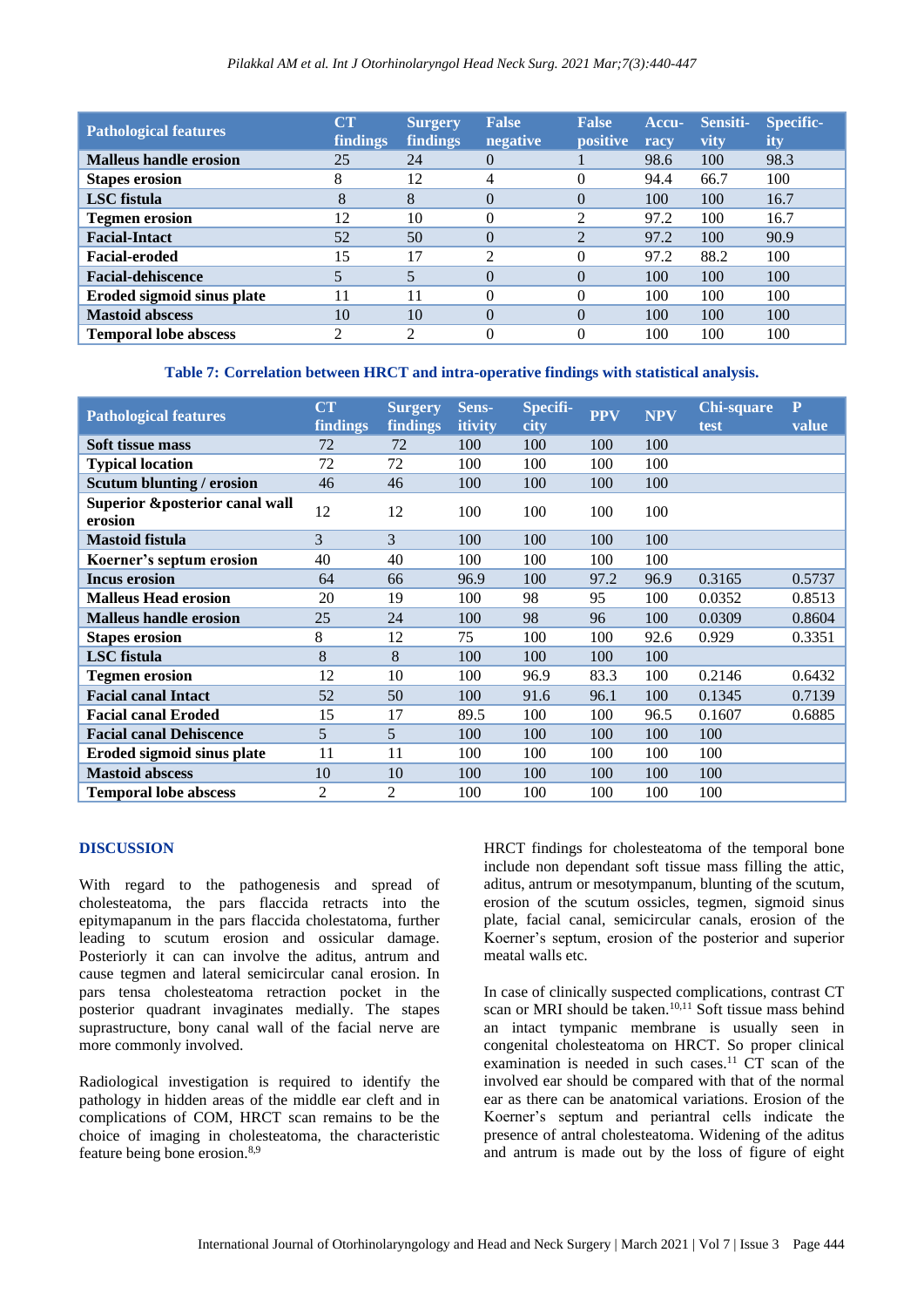| Pathological features | CT findings | Surgery findings | False negative | False positive | Accuracy | Sensitivity | Specificity |
|---|---|---|---|---|---|---|---|
| **Malleus handle erosion** | 25 | 24 | 0 | 1 | 98.6 | 100 | 98.3 |
| **Stapes erosion** | 8 | 12 | 4 | 0 | 94.4 | 66.7 | 100 |
| **LSC fistula** | 8 | 8 | 0 | 0 | 100 | 100 | 16.7 |
| **Tegmen erosion** | 12 | 10 | 0 | 2 | 97.2 | 100 | 16.7 |
| **Facial-Intact** | 52 | 50 | 0 | 2 | 97.2 | 100 | 90.9 |
| **Facial-eroded** | 15 | 17 | 2 | 0 | 97.2 | 88.2 | 100 |
| **Facial-dehiscence** | 5 | 5 | 0 | 0 | 100 | 100 | 100 |
| **Eroded sigmoid sinus plate** | 11 | 11 | 0 | 0 | 100 | 100 | 100 |
| **Mastoid abscess** | 10 | 10 | 0 | 0 | 100 | 100 | 100 |
| **Temporal lobe abscess** | 2 | 2 | 0 | 0 | 100 | 100 | 100 |

**Table 7: Correlation between HRCT and intra-operative findings with statistical analysis.**

| Pathological features | CT findings | Surgery findings | Sensitivity | Specificity | PPV | NPV | Chi-square test | P value |
|---|---|---|---|---|---|---|---|---|
| **Soft tissue mass** | 72 | 72 | 100 | 100 | 100 | 100 | | |
| **Typical location** | 72 | 72 | 100 | 100 | 100 | 100 | | |
| **Scutum blunting / erosion** | 46 | 46 | 100 | 100 | 100 | 100 | | |
| **Superior &posterior canal wall erosion** | 12 | 12 | 100 | 100 | 100 | 100 | | |
| **Mastoid fistula** | 3 | 3 | 100 | 100 | 100 | 100 | | |
| **Koerner's septum erosion** | 40 | 40 | 100 | 100 | 100 | 100 | | |
| **Incus erosion** | 64 | 66 | 96.9 | 100 | 97.2 | 96.9 | 0.3165 | 0.5737 |
| **Malleus Head erosion** | 20 | 19 | 100 | 98 | 95 | 100 | 0.0352 | 0.8513 |
| **Malleus handle erosion** | 25 | 24 | 100 | 98 | 96 | 100 | 0.0309 | 0.8604 |
| **Stapes erosion** | 8 | 12 | 75 | 100 | 100 | 92.6 | 0.929 | 0.3351 |
| **LSC fistula** | 8 | 8 | 100 | 100 | 100 | 100 | | |
| **Tegmen erosion** | 12 | 10 | 100 | 96.9 | 83.3 | 100 | 0.2146 | 0.6432 |
| **Facial canal Intact** | 52 | 50 | 100 | 91.6 | 96.1 | 100 | 0.1345 | 0.7139 |
| **Facial canal Eroded** | 15 | 17 | 89.5 | 100 | 100 | 96.5 | 0.1607 | 0.6885 |
| **Facial canal Dehiscence** | 5 | 5 | 100 | 100 | 100 | 100 | 100 | |
| **Eroded sigmoid sinus plate** | 11 | 11 | 100 | 100 | 100 | 100 | 100 | |
| **Mastoid abscess** | 10 | 10 | 100 | 100 | 100 | 100 | 100 | |
| **Temporal lobe abscess** | 2 | 2 | 100 | 100 | 100 | 100 | 100 | |

## DISCUSSION

With regard to the pathogenesis and spread of cholesteatoma, the pars flaccida retracts into the epitymapanum in the pars flaccida cholestatoma, further leading to scutum erosion and ossicular damage. Posteriorly it can can involve the aditus, antrum and cause tegmen and lateral semicircular canal erosion. In pars tensa cholesteatoma retraction pocket in the posterior quadrant invaginates medially. The stapes suprastructure, bony canal wall of the facial nerve are more commonly involved.

Radiological investigation is required to identify the pathology in hidden areas of the middle ear cleft and in complications of COM, HRCT scan remains to be the choice of imaging in cholesteatoma, the characteristic feature being bone erosion.[8,9]

HRCT findings for cholesteatoma of the temporal bone include non dependant soft tissue mass filling the attic, aditus, antrum or mesotympanum, blunting of the scutum, erosion of the scutum ossicles, tegmen, sigmoid sinus plate, facial canal, semicircular canals, erosion of the Koerner's septum, erosion of the posterior and superior meatal walls etc.

In case of clinically suspected complications, contrast CT scan or MRI should be taken.[10,11] Soft tissue mass behind an intact tympanic membrane is usually seen in congenital cholesteatoma on HRCT. So proper clinical examination is needed in such cases.[11] CT scan of the involved ear should be compared with that of the normal ear as there can be anatomical variations. Erosion of the Koerner's septum and periantral cells indicate the presence of antral cholesteatoma. Widening of the aditus and antrum is made out by the loss of figure of eight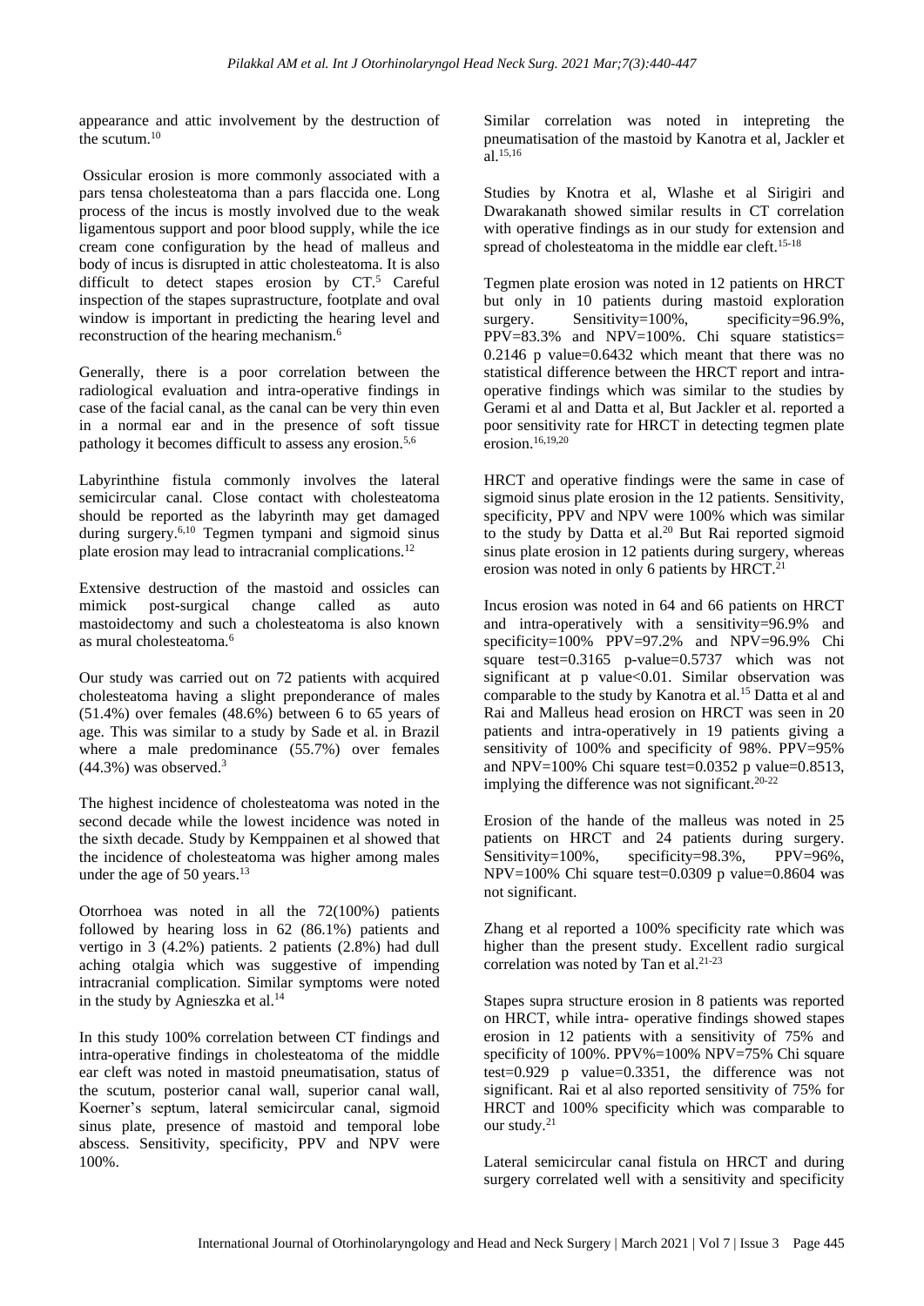appearance and attic involvement by the destruction of the scutum.[10]

Ossicular erosion is more commonly associated with a pars tensa cholesteatoma than a pars flaccida one. Long process of the incus is mostly involved due to the weak ligamentous support and poor blood supply, while the ice cream cone configuration by the head of malleus and body of incus is disrupted in attic cholesteatoma. It is also difficult to detect stapes erosion by CT.[5] Careful inspection of the stapes suprastructure, footplate and oval window is important in predicting the hearing level and reconstruction of the hearing mechanism.[6]

Generally, there is a poor correlation between the radiological evaluation and intra-operative findings in case of the facial canal, as the canal can be very thin even in a normal ear and in the presence of soft tissue pathology it becomes difficult to assess any erosion.[5,6]

Labyrinthine fistula commonly involves the lateral semicircular canal. Close contact with cholesteatoma should be reported as the labyrinth may get damaged during surgery.[6,10] Tegmen tympani and sigmoid sinus plate erosion may lead to intracranial complications.[12]

Extensive destruction of the mastoid and ossicles can mimick post-surgical change called as auto mastoidectomy and such a cholesteatoma is also known as mural cholesteatoma.[6]

Our study was carried out on 72 patients with acquired cholesteatoma having a slight preponderance of males (51.4%) over females (48.6%) between 6 to 65 years of age. This was similar to a study by Sade et al. in Brazil where a male predominance (55.7%) over females (44.3%) was observed.[3]

The highest incidence of cholesteatoma was noted in the second decade while the lowest incidence was noted in the sixth decade. Study by Kemppainen et al showed that the incidence of cholesteatoma was higher among males under the age of 50 years.[13]

Otorrhoea was noted in all the 72(100%) patients followed by hearing loss in 62 (86.1%) patients and vertigo in 3 (4.2%) patients. 2 patients (2.8%) had dull aching otalgia which was suggestive of impending intracranial complication. Similar symptoms were noted in the study by Agnieszka et al.[14]

In this study 100% correlation between CT findings and intra-operative findings in cholesteatoma of the middle ear cleft was noted in mastoid pneumatisation, status of the scutum, posterior canal wall, superior canal wall, Koerner's septum, lateral semicircular canal, sigmoid sinus plate, presence of mastoid and temporal lobe abscess. Sensitivity, specificity, PPV and NPV were 100%.

Similar correlation was noted in intepreting the pneumatisation of the mastoid by Kanotra et al, Jackler et al.[15,16]

Studies by Knotra et al, Wlashe et al Sirigiri and Dwarakanath showed similar results in CT correlation with operative findings as in our study for extension and spread of cholesteatoma in the middle ear cleft.[15-18]

Tegmen plate erosion was noted in 12 patients on HRCT but only in 10 patients during mastoid exploration surgery. Sensitivity=100%, specificity=96.9%, PPV=83.3% and NPV=100%. Chi square statistics= 0.2146 p value=0.6432 which meant that there was no statistical difference between the HRCT report and intra-operative findings which was similar to the studies by Gerami et al and Datta et al, But Jackler et al. reported a poor sensitivity rate for HRCT in detecting tegmen plate erosion.[16,19,20]

HRCT and operative findings were the same in case of sigmoid sinus plate erosion in the 12 patients. Sensitivity, specificity, PPV and NPV were 100% which was similar to the study by Datta et al.[20] But Rai reported sigmoid sinus plate erosion in 12 patients during surgery, whereas erosion was noted in only 6 patients by HRCT.[21]

Incus erosion was noted in 64 and 66 patients on HRCT and intra-operatively with a sensitivity=96.9% and specificity=100% PPV=97.2% and NPV=96.9% Chi square test=0.3165 p-value=0.5737 which was not significant at p value<0.01. Similar observation was comparable to the study by Kanotra et al.[15] Datta et al and Rai and Malleus head erosion on HRCT was seen in 20 patients and intra-operatively in 19 patients giving a sensitivity of 100% and specificity of 98%. PPV=95% and NPV=100% Chi square test=0.0352 p value=0.8513, implying the difference was not significant.[20-22]

Erosion of the hande of the malleus was noted in 25 patients on HRCT and 24 patients during surgery. Sensitivity=100%, specificity=98.3%, PPV=96%, NPV=100% Chi square test=0.0309 p value=0.8604 was not significant.

Zhang et al reported a 100% specificity rate which was higher than the present study. Excellent radio surgical correlation was noted by Tan et al.[21-23]

Stapes supra structure erosion in 8 patients was reported on HRCT, while intra- operative findings showed stapes erosion in 12 patients with a sensitivity of 75% and specificity of 100%. PPV%=100% NPV=75% Chi square test=0.929 p value=0.3351, the difference was not significant. Rai et al also reported sensitivity of 75% for HRCT and 100% specificity which was comparable to our study.[21]

Lateral semicircular canal fistula on HRCT and during surgery correlated well with a sensitivity and specificity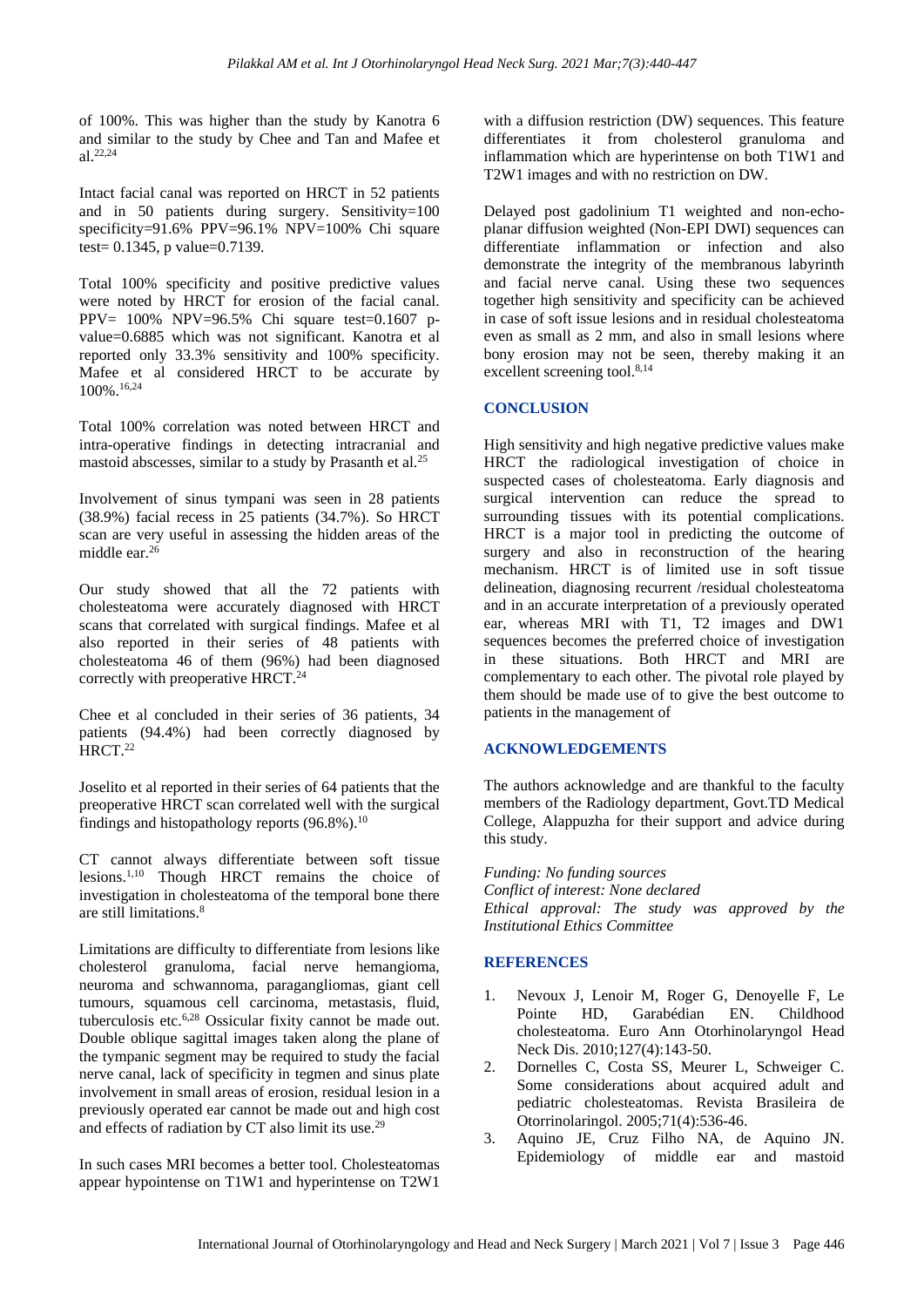of 100%. This was higher than the study by Kanotra 6 and similar to the study by Chee and Tan and Mafee et al.[22,24]

Intact facial canal was reported on HRCT in 52 patients and in 50 patients during surgery. Sensitivity=100 specificity=91.6% PPV=96.1% NPV=100% Chi square test= 0.1345, p value=0.7139.

Total 100% specificity and positive predictive values were noted by HRCT for erosion of the facial canal. PPV= 100% NPV=96.5% Chi square test=0.1607 p-value=0.6885 which was not significant. Kanotra et al reported only 33.3% sensitivity and 100% specificity. Mafee et al considered HRCT to be accurate by 100%.[16,24]

Total 100% correlation was noted between HRCT and intra-operative findings in detecting intracranial and mastoid abscesses, similar to a study by Prasanth et al.[25]

Involvement of sinus tympani was seen in 28 patients (38.9%) facial recess in 25 patients (34.7%). So HRCT scan are very useful in assessing the hidden areas of the middle ear.[26]

Our study showed that all the 72 patients with cholesteatoma were accurately diagnosed with HRCT scans that correlated with surgical findings. Mafee et al also reported in their series of 48 patients with cholesteatoma 46 of them (96%) had been diagnosed correctly with preoperative HRCT.[24]

Chee et al concluded in their series of 36 patients, 34 patients (94.4%) had been correctly diagnosed by HRCT.[22]

Joselito et al reported in their series of 64 patients that the preoperative HRCT scan correlated well with the surgical findings and histopathology reports (96.8%).[10]

CT cannot always differentiate between soft tissue lesions.[1,10] Though HRCT remains the choice of investigation in cholesteatoma of the temporal bone there are still limitations.[8]

Limitations are difficulty to differentiate from lesions like cholesterol granuloma, facial nerve hemangioma, neuroma and schwannoma, paragangliomas, giant cell tumours, squamous cell carcinoma, metastasis, fluid, tuberculosis etc.[6,28] Ossicular fixity cannot be made out. Double oblique sagittal images taken along the plane of the tympanic segment may be required to study the facial nerve canal, lack of specificity in tegmen and sinus plate involvement in small areas of erosion, residual lesion in a previously operated ear cannot be made out and high cost and effects of radiation by CT also limit its use.[29]

In such cases MRI becomes a better tool. Cholesteatomas appear hypointense on T1W1 and hyperintense on T2W1 with a diffusion restriction (DW) sequences. This feature differentiates it from cholesterol granuloma and inflammation which are hyperintense on both T1W1 and T2W1 images and with no restriction on DW.

Delayed post gadolinium T1 weighted and non-echo-planar diffusion weighted (Non-EPI DWI) sequences can differentiate inflammation or infection and also demonstrate the integrity of the membranous labyrinth and facial nerve canal. Using these two sequences together high sensitivity and specificity can be achieved in case of soft issue lesions and in residual cholesteatoma even as small as 2 mm, and also in small lesions where bony erosion may not be seen, thereby making it an excellent screening tool.[8,14]

## CONCLUSION

High sensitivity and high negative predictive values make HRCT the radiological investigation of choice in suspected cases of cholesteatoma. Early diagnosis and surgical intervention can reduce the spread to surrounding tissues with its potential complications. HRCT is a major tool in predicting the outcome of surgery and also in reconstruction of the hearing mechanism. HRCT is of limited use in soft tissue delineation, diagnosing recurrent /residual cholesteatoma and in an accurate interpretation of a previously operated ear, whereas MRI with T1, T2 images and DW1 sequences becomes the preferred choice of investigation in these situations. Both HRCT and MRI are complementary to each other. The pivotal role played by them should be made use of to give the best outcome to patients in the management of

## ACKNOWLEDGEMENTS

The authors acknowledge and are thankful to the faculty members of the Radiology department, Govt.TD Medical College, Alappuzha for their support and advice during this study.

*Funding: No funding sources*
*Conflict of interest: None declared*
*Ethical approval: The study was approved by the Institutional Ethics Committee*

## REFERENCES

1. Nevoux J, Lenoir M, Roger G, Denoyelle F, Le Pointe HD, Garabédian EN. Childhood cholesteatoma. Euro Ann Otorhinolaryngol Head Neck Dis. 2010;127(4):143-50.
2. Dornelles C, Costa SS, Meurer L, Schweiger C. Some considerations about acquired adult and pediatric cholesteatomas. Revista Brasileira de Otorrinolaringol. 2005;71(4):536-46.
3. Aquino JE, Cruz Filho NA, de Aquino JN. Epidemiology of middle ear and mastoid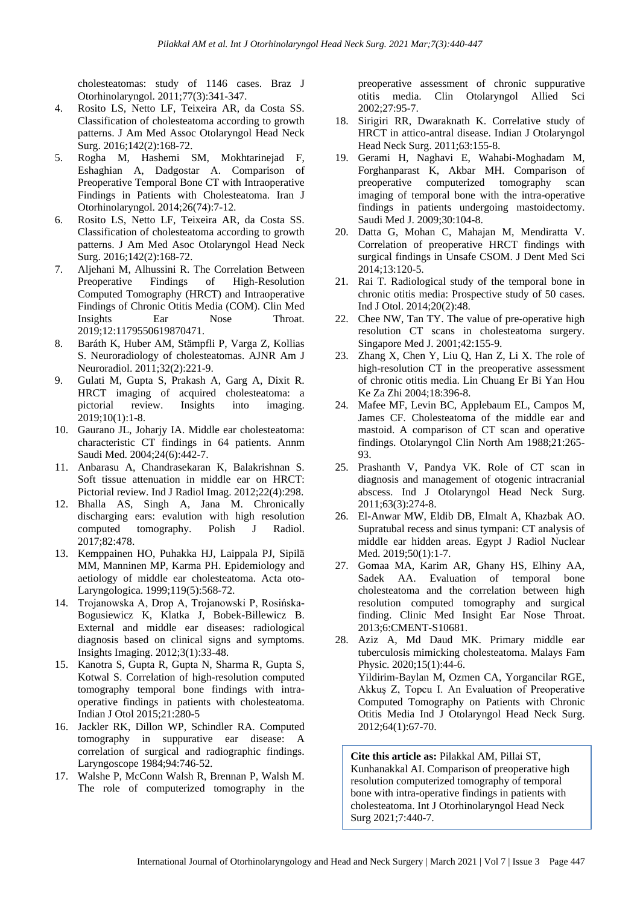cholesteatomas: study of 1146 cases. Braz J Otorhinolaryngol. 2011;77(3):341-347.

4. Rosito LS, Netto LF, Teixeira AR, da Costa SS. Classification of cholesteatoma according to growth patterns. J Am Med Assoc Otolaryngol Head Neck Surg. 2016;142(2):168-72.
5. Rogha M, Hashemi SM, Mokhtarinejad F, Eshaghian A, Dadgostar A. Comparison of Preoperative Temporal Bone CT with Intraoperative Findings in Patients with Cholesteatoma. Iran J Otorhinolaryngol. 2014;26(74):7-12.
6. Rosito LS, Netto LF, Teixeira AR, da Costa SS. Classification of cholesteatoma according to growth patterns. J Am Med Asoc Otolaryngol Head Neck Surg. 2016;142(2):168-72.
7. Aljehani M, Alhussini R. The Correlation Between Preoperative Findings of High-Resolution Computed Tomography (HRCT) and Intraoperative Findings of Chronic Otitis Media (COM). Clin Med Insights Ear Nose Throat. 2019;12:1179550619870471.
8. Baráth K, Huber AM, Stämpfli P, Varga Z, Kollias S. Neuroradiology of cholesteatomas. AJNR Am J Neuroradiol. 2011;32(2):221-9.
9. Gulati M, Gupta S, Prakash A, Garg A, Dixit R. HRCT imaging of acquired cholesteatoma: a pictorial review. Insights into imaging. 2019;10(1):1-8.
10. Gaurano JL, Joharjy IA. Middle ear cholesteatoma: characteristic CT findings in 64 patients. Annm Saudi Med. 2004;24(6):442-7.
11. Anbarasu A, Chandrasekaran K, Balakrishnan S. Soft tissue attenuation in middle ear on HRCT: Pictorial review. Ind J Radiol Imag. 2012;22(4):298.
12. Bhalla AS, Singh A, Jana M. Chronically discharging ears: evalution with high resolution computed tomography. Polish J Radiol. 2017;82:478.
13. Kemppainen HO, Puhakka HJ, Laippala PJ, Sipilä MM, Manninen MP, Karma PH. Epidemiology and aetiology of middle ear cholesteatoma. Acta oto-Laryngologica. 1999;119(5):568-72.
14. Trojanowska A, Drop A, Trojanowski P, Rosińska-Bogusiewicz K, Klatka J, Bobek-Billewicz B. External and middle ear diseases: radiological diagnosis based on clinical signs and symptoms. Insights Imaging. 2012;3(1):33-48.
15. Kanotra S, Gupta R, Gupta N, Sharma R, Gupta S, Kotwal S. Correlation of high-resolution computed tomography temporal bone findings with intra-operative findings in patients with cholesteatoma. Indian J Otol 2015;21:280-5
16. Jackler RK, Dillon WP, Schindler RA. Computed tomography in suppurative ear disease: A correlation of surgical and radiographic findings. Laryngoscope 1984;94:746-52.
17. Walshe P, McConn Walsh R, Brennan P, Walsh M. The role of computerized tomography in the preoperative assessment of chronic suppurative otitis media. Clin Otolaryngol Allied Sci 2002;27:95-7.
18. Sirigiri RR, Dwaraknath K. Correlative study of HRCT in attico-antral disease. Indian J Otolaryngol Head Neck Surg. 2011;63:155-8.
19. Gerami H, Naghavi E, Wahabi-Moghadam M, Forghanparast K, Akbar MH. Comparison of preoperative computerized tomography scan imaging of temporal bone with the intra-operative findings in patients undergoing mastoidectomy. Saudi Med J. 2009;30:104-8.
20. Datta G, Mohan C, Mahajan M, Mendiratta V. Correlation of preoperative HRCT findings with surgical findings in Unsafe CSOM. J Dent Med Sci 2014;13:120-5.
21. Rai T. Radiological study of the temporal bone in chronic otitis media: Prospective study of 50 cases. Ind J Otol. 2014;20(2):48.
22. Chee NW, Tan TY. The value of pre-operative high resolution CT scans in cholesteatoma surgery. Singapore Med J. 2001;42:155-9.
23. Zhang X, Chen Y, Liu Q, Han Z, Li X. The role of high-resolution CT in the preoperative assessment of chronic otitis media. Lin Chuang Er Bi Yan Hou Ke Za Zhi 2004;18:396-8.
24. Mafee MF, Levin BC, Applebaum EL, Campos M, James CF. Cholesteatoma of the middle ear and mastoid. A comparison of CT scan and operative findings. Otolaryngol Clin North Am 1988;21:265-93.
25. Prashanth V, Pandya VK. Role of CT scan in diagnosis and management of otogenic intracranial abscess. Ind J Otolaryngol Head Neck Surg. 2011;63(3):274-8.
26. El-Anwar MW, Eldib DB, Elmalt A, Khazbak AO. Supratubal recess and sinus tympani: CT analysis of middle ear hidden areas. Egypt J Radiol Nuclear Med. 2019;50(1):1-7.
27. Gomaa MA, Karim AR, Ghany HS, Elhiny AA, Sadek AA. Evaluation of temporal bone cholesteatoma and the correlation between high resolution computed tomography and surgical finding. Clinic Med Insight Ear Nose Throat. 2013;6:CMENT-S10681.
28. Aziz A, Md Daud MK. Primary middle ear tuberculosis mimicking cholesteatoma. Malays Fam Physic. 2020;15(1):44-6.
Yildirim-Baylan M, Ozmen CA, Yorgancilar RGE, Akkuş Z, Topcu I. An Evaluation of Preoperative Computed Tomography on Patients with Chronic Otitis Media Ind J Otolaryngol Head Neck Surg. 2012;64(1):67-70.

**Cite this article as:** Pilakkal AM, Pillai ST, Kunhanakkal AI. Comparison of preoperative high resolution computerized tomography of temporal bone with intra-operative findings in patients with cholesteatoma. Int J Otorhinolaryngol Head Neck Surg 2021;7:440-7.